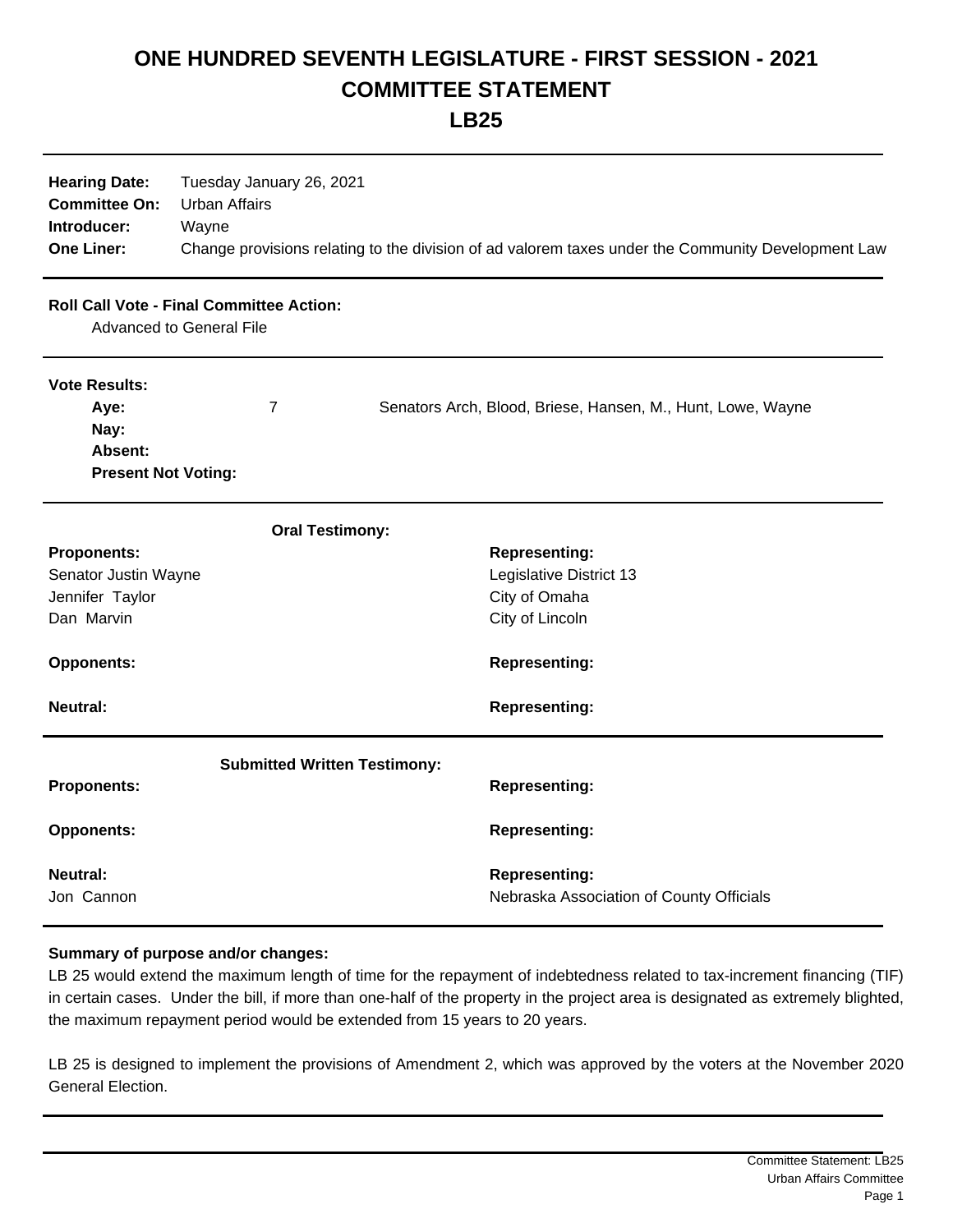# ONE HUNDRED SEVENTH LEGISLATURE - FIRST SESSION - 2021
# COMMITTEE STATEMENT
# LB25

**Hearing Date:** Tuesday January 26, 2021
**Committee On:** Urban Affairs
**Introducer:** Wayne
**One Liner:** Change provisions relating to the division of ad valorem taxes under the Community Development Law

**Roll Call Vote - Final Committee Action:**
Advanced to General File

**Vote Results:**

| | | |
|---|---|---|
| **Aye:** | 7 | Senators Arch, Blood, Briese, Hansen, M., Hunt, Lowe, Wayne |
| **Nay:** | | |
| **Absent:** | | |
| **Present Not Voting:** | | |

**Oral Testimony:**

| **Proponents:** | **Representing:** |
|---|---|
| Senator Justin Wayne | Legislative District 13 |
| Jennifer Taylor | City of Omaha |
| Dan Marvin | City of Lincoln |

| **Opponents:** | **Representing:** |
|---|---|

| **Neutral:** | **Representing:** |
|---|---|

**Submitted Written Testimony:**

| **Proponents:** | **Representing:** |
|---|---|

| **Opponents:** | **Representing:** |
|---|---|

| **Neutral:** | **Representing:** |
|---|---|
| Jon Cannon | Nebraska Association of County Officials |

**Summary of purpose and/or changes:**

LB 25 would extend the maximum length of time for the repayment of indebtedness related to tax-increment financing (TIF) in certain cases. Under the bill, if more than one-half of the property in the project area is designated as extremely blighted, the maximum repayment period would be extended from 15 years to 20 years.

LB 25 is designed to implement the provisions of Amendment 2, which was approved by the voters at the November 2020 General Election.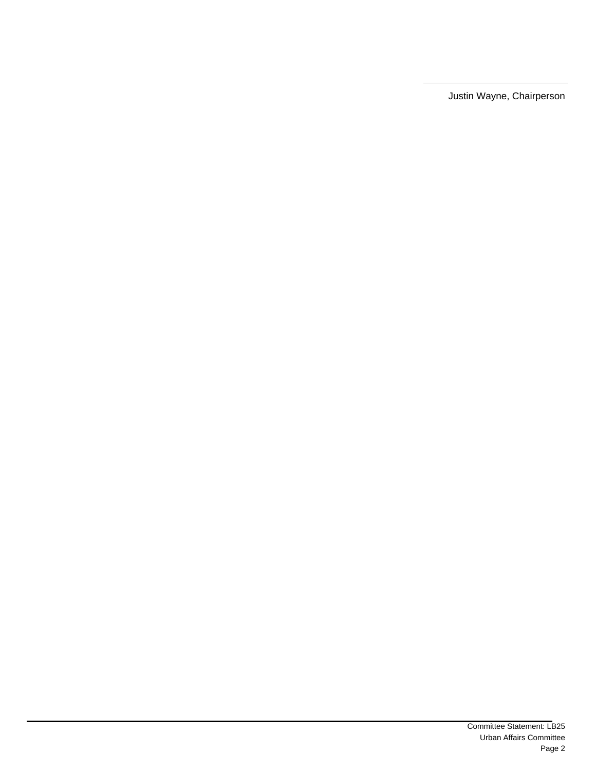Justin Wayne, Chairperson